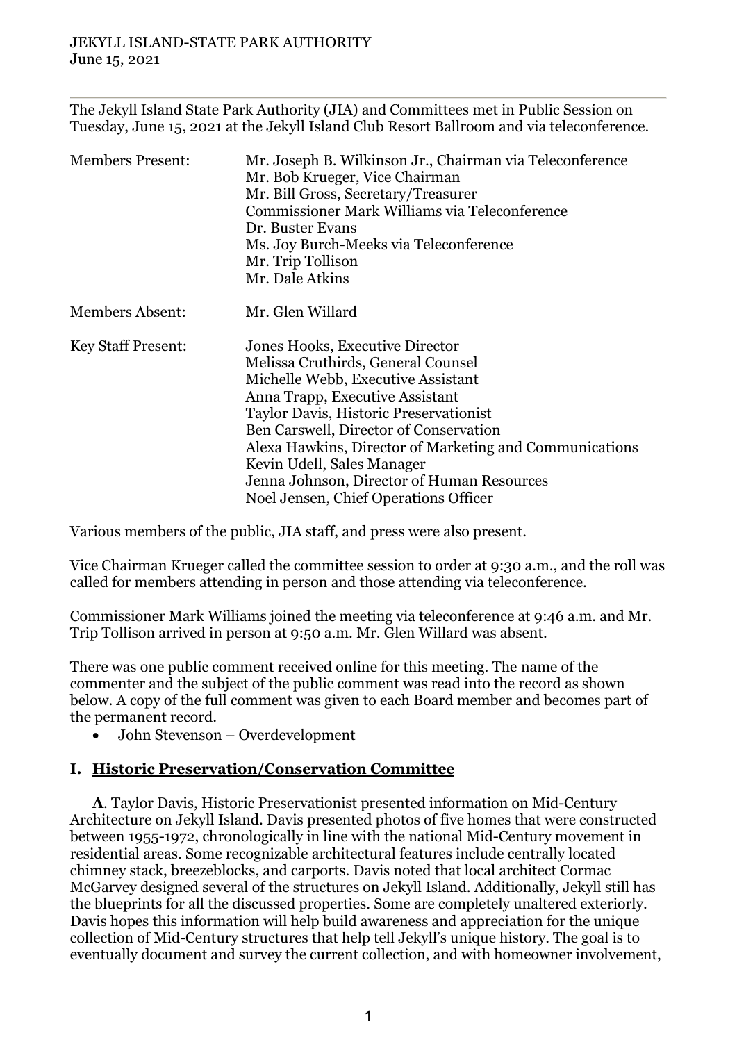JEKYLL ISLAND-STATE PARK AUTHORITY
June 15, 2021

---

The Jekyll Island State Park Authority (JIA) and Committees met in Public Session on Tuesday, June 15, 2021 at the Jekyll Island Club Resort Ballroom and via teleconference.

| | |
|---|---|
| Members Present: | Mr. Joseph B. Wilkinson Jr., Chairman via Teleconference<br>Mr. Bob Krueger, Vice Chairman<br>Mr. Bill Gross, Secretary/Treasurer<br>Commissioner Mark Williams via Teleconference<br>Dr. Buster Evans<br>Ms. Joy Burch-Meeks via Teleconference<br>Mr. Trip Tollison<br>Mr. Dale Atkins |
| Members Absent: | Mr. Glen Willard |
| Key Staff Present: | Jones Hooks, Executive Director<br>Melissa Cruthirds, General Counsel<br>Michelle Webb, Executive Assistant<br>Anna Trapp, Executive Assistant<br>Taylor Davis, Historic Preservationist<br>Ben Carswell, Director of Conservation<br>Alexa Hawkins, Director of Marketing and Communications<br>Kevin Udell, Sales Manager<br>Jenna Johnson, Director of Human Resources<br>Noel Jensen, Chief Operations Officer |

Various members of the public, JIA staff, and press were also present.

Vice Chairman Krueger called the committee session to order at 9:30 a.m., and the roll was called for members attending in person and those attending via teleconference.

Commissioner Mark Williams joined the meeting via teleconference at 9:46 a.m. and Mr. Trip Tollison arrived in person at 9:50 a.m. Mr. Glen Willard was absent.

There was one public comment received online for this meeting. The name of the commenter and the subject of the public comment was read into the record as shown below. A copy of the full comment was given to each Board member and becomes part of the permanent record.

- John Stevenson – Overdevelopment

## I. Historic Preservation/Conservation Committee

**A**. Taylor Davis, Historic Preservationist presented information on Mid-Century Architecture on Jekyll Island. Davis presented photos of five homes that were constructed between 1955-1972, chronologically in line with the national Mid-Century movement in residential areas. Some recognizable architectural features include centrally located chimney stack, breezeblocks, and carports. Davis noted that local architect Cormac McGarvey designed several of the structures on Jekyll Island. Additionally, Jekyll still has the blueprints for all the discussed properties. Some are completely unaltered exteriorly. Davis hopes this information will help build awareness and appreciation for the unique collection of Mid-Century structures that help tell Jekyll's unique history. The goal is to eventually document and survey the current collection, and with homeowner involvement,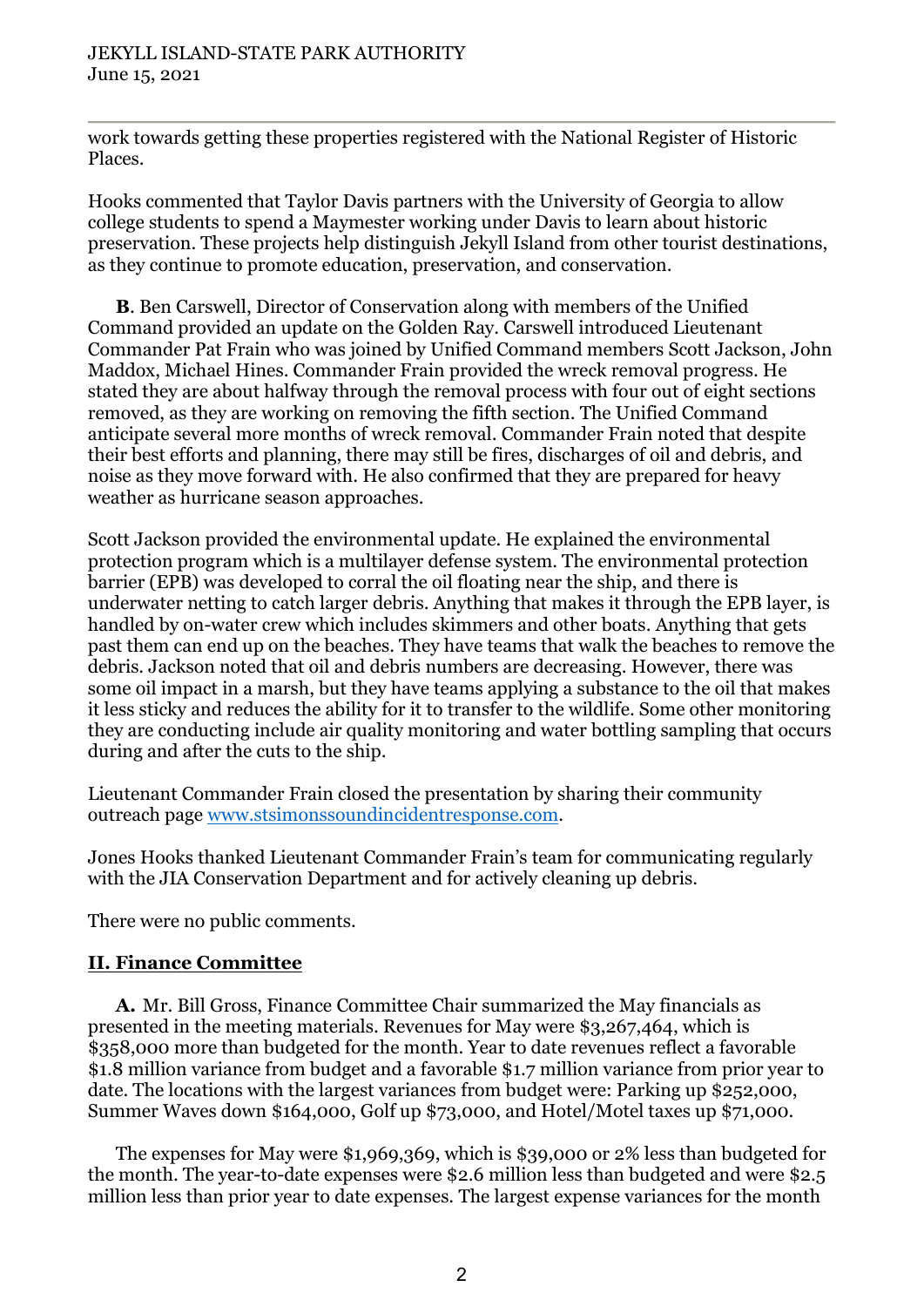work towards getting these properties registered with the National Register of Historic Places.

Hooks commented that Taylor Davis partners with the University of Georgia to allow college students to spend a Maymester working under Davis to learn about historic preservation. These projects help distinguish Jekyll Island from other tourist destinations, as they continue to promote education, preservation, and conservation.

**B**. Ben Carswell, Director of Conservation along with members of the Unified Command provided an update on the Golden Ray. Carswell introduced Lieutenant Commander Pat Frain who was joined by Unified Command members Scott Jackson, John Maddox, Michael Hines. Commander Frain provided the wreck removal progress. He stated they are about halfway through the removal process with four out of eight sections removed, as they are working on removing the fifth section. The Unified Command anticipate several more months of wreck removal. Commander Frain noted that despite their best efforts and planning, there may still be fires, discharges of oil and debris, and noise as they move forward with. He also confirmed that they are prepared for heavy weather as hurricane season approaches.

Scott Jackson provided the environmental update. He explained the environmental protection program which is a multilayer defense system. The environmental protection barrier (EPB) was developed to corral the oil floating near the ship, and there is underwater netting to catch larger debris. Anything that makes it through the EPB layer, is handled by on-water crew which includes skimmers and other boats. Anything that gets past them can end up on the beaches. They have teams that walk the beaches to remove the debris. Jackson noted that oil and debris numbers are decreasing. However, there was some oil impact in a marsh, but they have teams applying a substance to the oil that makes it less sticky and reduces the ability for it to transfer to the wildlife. Some other monitoring they are conducting include air quality monitoring and water bottling sampling that occurs during and after the cuts to the ship.

Lieutenant Commander Frain closed the presentation by sharing their community outreach page www.stsimonssoundincidentresponse.com.

Jones Hooks thanked Lieutenant Commander Frain's team for communicating regularly with the JIA Conservation Department and for actively cleaning up debris.

There were no public comments.

## II. Finance Committee

**A.** Mr. Bill Gross, Finance Committee Chair summarized the May financials as presented in the meeting materials. Revenues for May were $3,267,464, which is $358,000 more than budgeted for the month. Year to date revenues reflect a favorable $1.8 million variance from budget and a favorable $1.7 million variance from prior year to date. The locations with the largest variances from budget were: Parking up $252,000, Summer Waves down $164,000, Golf up $73,000, and Hotel/Motel taxes up $71,000.

The expenses for May were $1,969,369, which is $39,000 or 2% less than budgeted for the month. The year-to-date expenses were $2.6 million less than budgeted and were $2.5 million less than prior year to date expenses. The largest expense variances for the month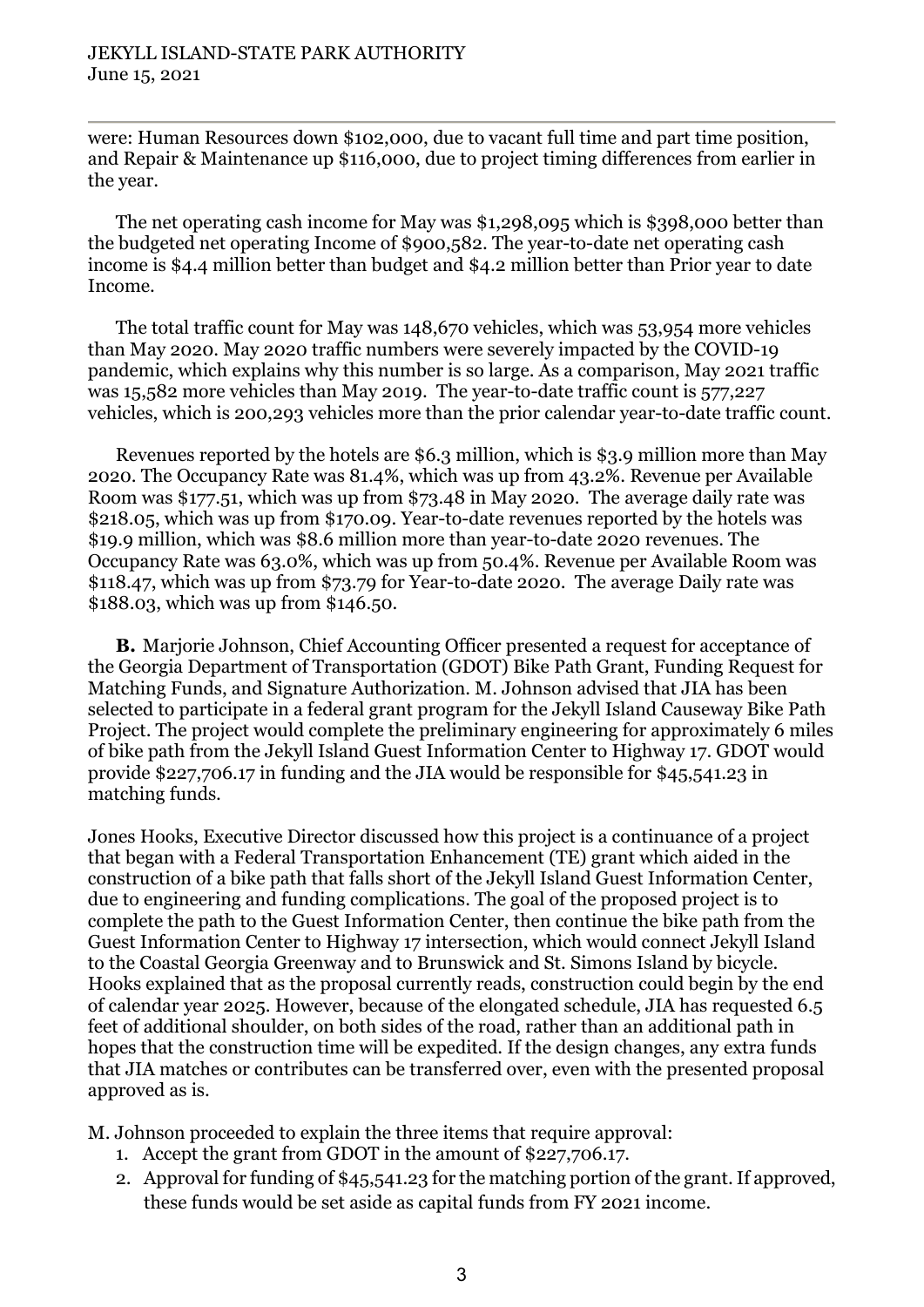were: Human Resources down $102,000, due to vacant full time and part time position, and Repair & Maintenance up $116,000, due to project timing differences from earlier in the year.

The net operating cash income for May was $1,298,095 which is $398,000 better than the budgeted net operating Income of $900,582. The year-to-date net operating cash income is $4.4 million better than budget and $4.2 million better than Prior year to date Income.

The total traffic count for May was 148,670 vehicles, which was 53,954 more vehicles than May 2020. May 2020 traffic numbers were severely impacted by the COVID-19 pandemic, which explains why this number is so large. As a comparison, May 2021 traffic was 15,582 more vehicles than May 2019. The year-to-date traffic count is 577,227 vehicles, which is 200,293 vehicles more than the prior calendar year-to-date traffic count.

Revenues reported by the hotels are $6.3 million, which is $3.9 million more than May 2020. The Occupancy Rate was 81.4%, which was up from 43.2%. Revenue per Available Room was $177.51, which was up from $73.48 in May 2020. The average daily rate was $218.05, which was up from $170.09. Year-to-date revenues reported by the hotels was $19.9 million, which was $8.6 million more than year-to-date 2020 revenues. The Occupancy Rate was 63.0%, which was up from 50.4%. Revenue per Available Room was $118.47, which was up from $73.79 for Year-to-date 2020. The average Daily rate was $188.03, which was up from $146.50.

**B.** Marjorie Johnson, Chief Accounting Officer presented a request for acceptance of the Georgia Department of Transportation (GDOT) Bike Path Grant, Funding Request for Matching Funds, and Signature Authorization. M. Johnson advised that JIA has been selected to participate in a federal grant program for the Jekyll Island Causeway Bike Path Project. The project would complete the preliminary engineering for approximately 6 miles of bike path from the Jekyll Island Guest Information Center to Highway 17. GDOT would provide $227,706.17 in funding and the JIA would be responsible for $45,541.23 in matching funds.

Jones Hooks, Executive Director discussed how this project is a continuance of a project that began with a Federal Transportation Enhancement (TE) grant which aided in the construction of a bike path that falls short of the Jekyll Island Guest Information Center, due to engineering and funding complications. The goal of the proposed project is to complete the path to the Guest Information Center, then continue the bike path from the Guest Information Center to Highway 17 intersection, which would connect Jekyll Island to the Coastal Georgia Greenway and to Brunswick and St. Simons Island by bicycle. Hooks explained that as the proposal currently reads, construction could begin by the end of calendar year 2025. However, because of the elongated schedule, JIA has requested 6.5 feet of additional shoulder, on both sides of the road, rather than an additional path in hopes that the construction time will be expedited. If the design changes, any extra funds that JIA matches or contributes can be transferred over, even with the presented proposal approved as is.

M. Johnson proceeded to explain the three items that require approval:

1. Accept the grant from GDOT in the amount of $227,706.17.
2. Approval for funding of $45,541.23 for the matching portion of the grant. If approved, these funds would be set aside as capital funds from FY 2021 income.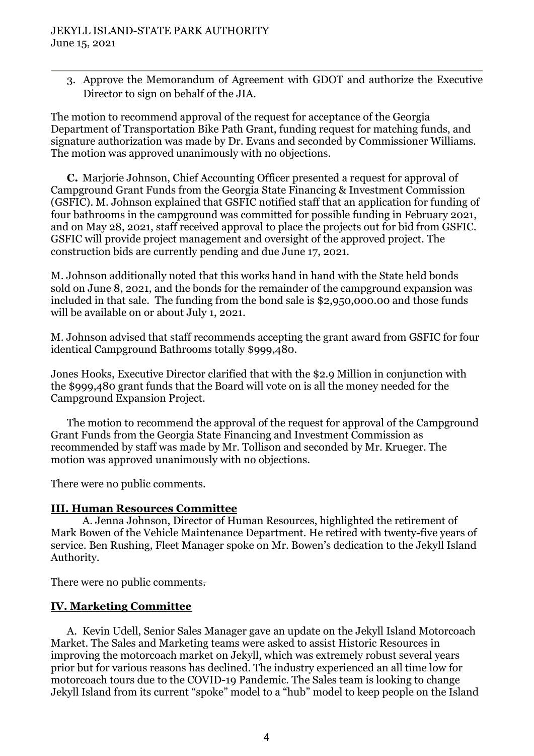3. Approve the Memorandum of Agreement with GDOT and authorize the Executive Director to sign on behalf of the JIA.

The motion to recommend approval of the request for acceptance of the Georgia Department of Transportation Bike Path Grant, funding request for matching funds, and signature authorization was made by Dr. Evans and seconded by Commissioner Williams. The motion was approved unanimously with no objections.

**C.** Marjorie Johnson, Chief Accounting Officer presented a request for approval of Campground Grant Funds from the Georgia State Financing & Investment Commission (GSFIC). M. Johnson explained that GSFIC notified staff that an application for funding of four bathrooms in the campground was committed for possible funding in February 2021, and on May 28, 2021, staff received approval to place the projects out for bid from GSFIC. GSFIC will provide project management and oversight of the approved project. The construction bids are currently pending and due June 17, 2021.

M. Johnson additionally noted that this works hand in hand with the State held bonds sold on June 8, 2021, and the bonds for the remainder of the campground expansion was included in that sale. The funding from the bond sale is $2,950,000.00 and those funds will be available on or about July 1, 2021.

M. Johnson advised that staff recommends accepting the grant award from GSFIC for four identical Campground Bathrooms totally $999,480.

Jones Hooks, Executive Director clarified that with the $2.9 Million in conjunction with the $999,480 grant funds that the Board will vote on is all the money needed for the Campground Expansion Project.

The motion to recommend the approval of the request for approval of the Campground Grant Funds from the Georgia State Financing and Investment Commission as recommended by staff was made by Mr. Tollison and seconded by Mr. Krueger. The motion was approved unanimously with no objections.

There were no public comments.

## III. Human Resources Committee

A. Jenna Johnson, Director of Human Resources, highlighted the retirement of Mark Bowen of the Vehicle Maintenance Department. He retired with twenty-five years of service. Ben Rushing, Fleet Manager spoke on Mr. Bowen's dedication to the Jekyll Island Authority.

There were no public comments.

## IV. Marketing Committee

A. Kevin Udell, Senior Sales Manager gave an update on the Jekyll Island Motorcoach Market. The Sales and Marketing teams were asked to assist Historic Resources in improving the motorcoach market on Jekyll, which was extremely robust several years prior but for various reasons has declined. The industry experienced an all time low for motorcoach tours due to the COVID-19 Pandemic. The Sales team is looking to change Jekyll Island from its current "spoke" model to a "hub" model to keep people on the Island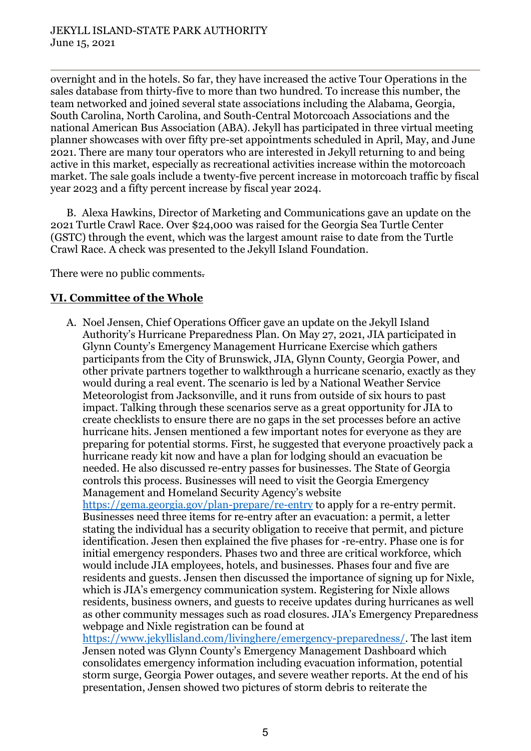overnight and in the hotels. So far, they have increased the active Tour Operations in the sales database from thirty-five to more than two hundred. To increase this number, the team networked and joined several state associations including the Alabama, Georgia, South Carolina, North Carolina, and South-Central Motorcoach Associations and the national American Bus Association (ABA). Jekyll has participated in three virtual meeting planner showcases with over fifty pre-set appointments scheduled in April, May, and June 2021. There are many tour operators who are interested in Jekyll returning to and being active in this market, especially as recreational activities increase within the motorcoach market. The sale goals include a twenty-five percent increase in motorcoach traffic by fiscal year 2023 and a fifty percent increase by fiscal year 2024.

B. Alexa Hawkins, Director of Marketing and Communications gave an update on the 2021 Turtle Crawl Race. Over $24,000 was raised for the Georgia Sea Turtle Center (GSTC) through the event, which was the largest amount raise to date from the Turtle Crawl Race. A check was presented to the Jekyll Island Foundation.

There were no public comments.

## VI. Committee of the Whole

A. Noel Jensen, Chief Operations Officer gave an update on the Jekyll Island Authority's Hurricane Preparedness Plan. On May 27, 2021, JIA participated in Glynn County's Emergency Management Hurricane Exercise which gathers participants from the City of Brunswick, JIA, Glynn County, Georgia Power, and other private partners together to walkthrough a hurricane scenario, exactly as they would during a real event. The scenario is led by a National Weather Service Meteorologist from Jacksonville, and it runs from outside of six hours to past impact. Talking through these scenarios serve as a great opportunity for JIA to create checklists to ensure there are no gaps in the set processes before an active hurricane hits. Jensen mentioned a few important notes for everyone as they are preparing for potential storms. First, he suggested that everyone proactively pack a hurricane ready kit now and have a plan for lodging should an evacuation be needed. He also discussed re-entry passes for businesses. The State of Georgia controls this process. Businesses will need to visit the Georgia Emergency Management and Homeland Security Agency's website https://gema.georgia.gov/plan-prepare/re-entry to apply for a re-entry permit. Businesses need three items for re-entry after an evacuation: a permit, a letter stating the individual has a security obligation to receive that permit, and picture identification. Jesen then explained the five phases for -re-entry. Phase one is for initial emergency responders. Phases two and three are critical workforce, which would include JIA employees, hotels, and businesses. Phases four and five are residents and guests. Jensen then discussed the importance of signing up for Nixle, which is JIA's emergency communication system. Registering for Nixle allows residents, business owners, and guests to receive updates during hurricanes as well as other community messages such as road closures. JIA's Emergency Preparedness webpage and Nixle registration can be found at https://www.jekyllisland.com/livinghere/emergency-preparedness/. The last item Jensen noted was Glynn County's Emergency Management Dashboard which consolidates emergency information including evacuation information, potential storm surge, Georgia Power outages, and severe weather reports. At the end of his presentation, Jensen showed two pictures of storm debris to reiterate the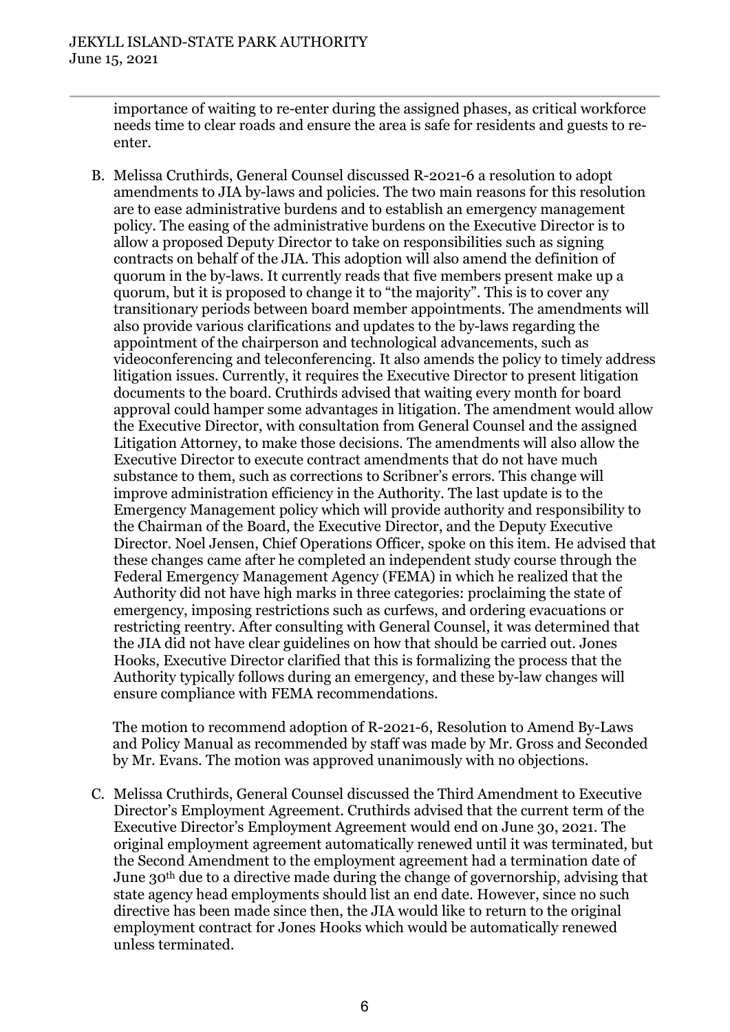importance of waiting to re-enter during the assigned phases, as critical workforce needs time to clear roads and ensure the area is safe for residents and guests to re-enter.

B. Melissa Cruthirds, General Counsel discussed R-2021-6 a resolution to adopt amendments to JIA by-laws and policies. The two main reasons for this resolution are to ease administrative burdens and to establish an emergency management policy. The easing of the administrative burdens on the Executive Director is to allow a proposed Deputy Director to take on responsibilities such as signing contracts on behalf of the JIA. This adoption will also amend the definition of quorum in the by-laws. It currently reads that five members present make up a quorum, but it is proposed to change it to "the majority". This is to cover any transitionary periods between board member appointments. The amendments will also provide various clarifications and updates to the by-laws regarding the appointment of the chairperson and technological advancements, such as videoconferencing and teleconferencing. It also amends the policy to timely address litigation issues. Currently, it requires the Executive Director to present litigation documents to the board. Cruthirds advised that waiting every month for board approval could hamper some advantages in litigation. The amendment would allow the Executive Director, with consultation from General Counsel and the assigned Litigation Attorney, to make those decisions. The amendments will also allow the Executive Director to execute contract amendments that do not have much substance to them, such as corrections to Scribner's errors. This change will improve administration efficiency in the Authority. The last update is to the Emergency Management policy which will provide authority and responsibility to the Chairman of the Board, the Executive Director, and the Deputy Executive Director. Noel Jensen, Chief Operations Officer, spoke on this item. He advised that these changes came after he completed an independent study course through the Federal Emergency Management Agency (FEMA) in which he realized that the Authority did not have high marks in three categories: proclaiming the state of emergency, imposing restrictions such as curfews, and ordering evacuations or restricting reentry. After consulting with General Counsel, it was determined that the JIA did not have clear guidelines on how that should be carried out. Jones Hooks, Executive Director clarified that this is formalizing the process that the Authority typically follows during an emergency, and these by-law changes will ensure compliance with FEMA recommendations.

   The motion to recommend adoption of R-2021-6, Resolution to Amend By-Laws and Policy Manual as recommended by staff was made by Mr. Gross and Seconded by Mr. Evans. The motion was approved unanimously with no objections.

C. Melissa Cruthirds, General Counsel discussed the Third Amendment to Executive Director's Employment Agreement. Cruthirds advised that the current term of the Executive Director's Employment Agreement would end on June 30, 2021. The original employment agreement automatically renewed until it was terminated, but the Second Amendment to the employment agreement had a termination date of June 30th due to a directive made during the change of governorship, advising that state agency head employments should list an end date. However, since no such directive has been made since then, the JIA would like to return to the original employment contract for Jones Hooks which would be automatically renewed unless terminated.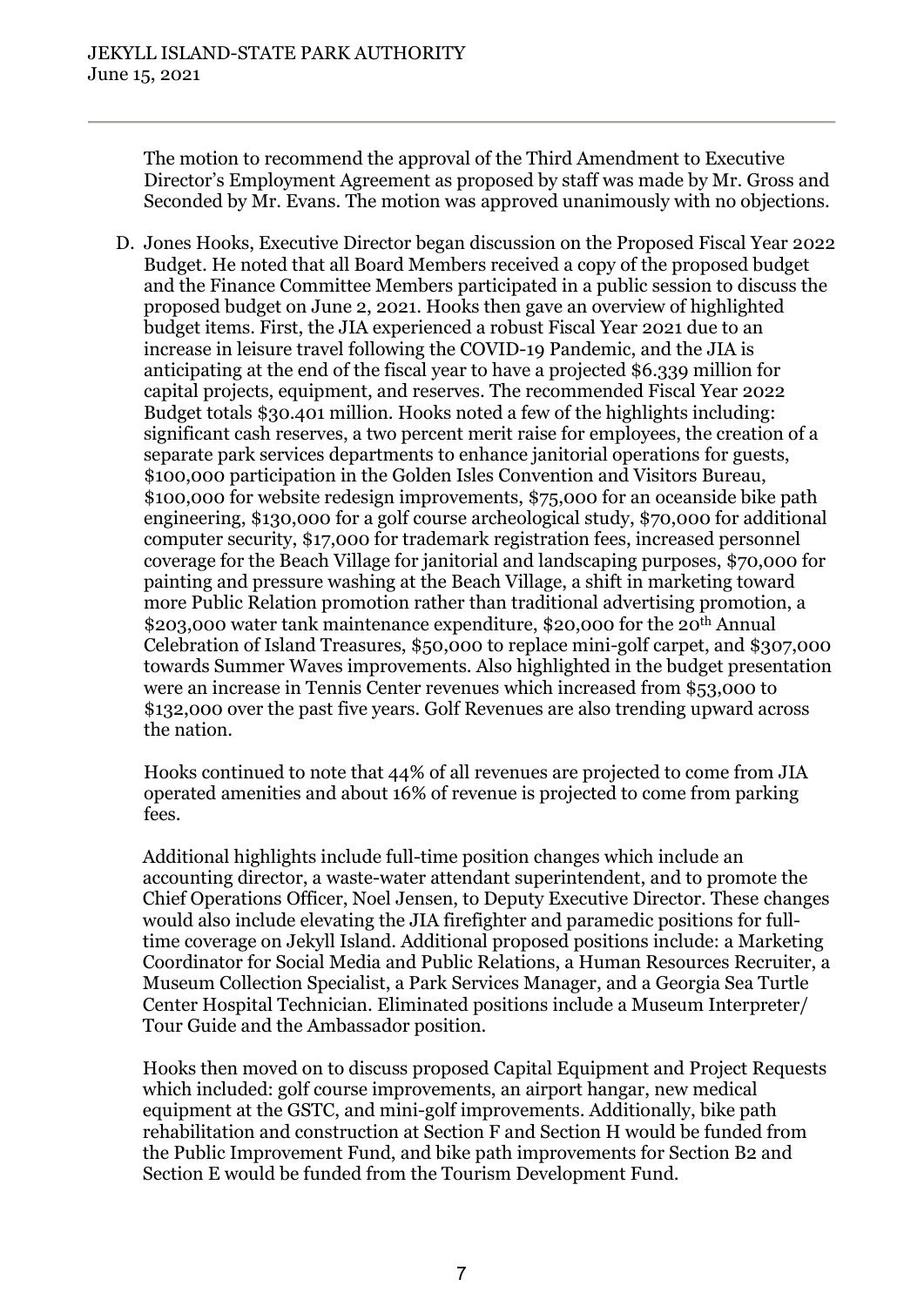The motion to recommend the approval of the Third Amendment to Executive Director's Employment Agreement as proposed by staff was made by Mr. Gross and Seconded by Mr. Evans. The motion was approved unanimously with no objections.

D. Jones Hooks, Executive Director began discussion on the Proposed Fiscal Year 2022 Budget. He noted that all Board Members received a copy of the proposed budget and the Finance Committee Members participated in a public session to discuss the proposed budget on June 2, 2021. Hooks then gave an overview of highlighted budget items. First, the JIA experienced a robust Fiscal Year 2021 due to an increase in leisure travel following the COVID-19 Pandemic, and the JIA is anticipating at the end of the fiscal year to have a projected \$6.339 million for capital projects, equipment, and reserves. The recommended Fiscal Year 2022 Budget totals \$30.401 million. Hooks noted a few of the highlights including: significant cash reserves, a two percent merit raise for employees, the creation of a separate park services departments to enhance janitorial operations for guests, \$100,000 participation in the Golden Isles Convention and Visitors Bureau, \$100,000 for website redesign improvements, \$75,000 for an oceanside bike path engineering, \$130,000 for a golf course archeological study, \$70,000 for additional computer security, \$17,000 for trademark registration fees, increased personnel coverage for the Beach Village for janitorial and landscaping purposes, \$70,000 for painting and pressure washing at the Beach Village, a shift in marketing toward more Public Relation promotion rather than traditional advertising promotion, a \$203,000 water tank maintenance expenditure, \$20,000 for the 20th Annual Celebration of Island Treasures, \$50,000 to replace mini-golf carpet, and \$307,000 towards Summer Waves improvements. Also highlighted in the budget presentation were an increase in Tennis Center revenues which increased from \$53,000 to \$132,000 over the past five years. Golf Revenues are also trending upward across the nation.

Hooks continued to note that 44% of all revenues are projected to come from JIA operated amenities and about 16% of revenue is projected to come from parking fees.

Additional highlights include full-time position changes which include an accounting director, a waste-water attendant superintendent, and to promote the Chief Operations Officer, Noel Jensen, to Deputy Executive Director. These changes would also include elevating the JIA firefighter and paramedic positions for full-time coverage on Jekyll Island. Additional proposed positions include: a Marketing Coordinator for Social Media and Public Relations, a Human Resources Recruiter, a Museum Collection Specialist, a Park Services Manager, and a Georgia Sea Turtle Center Hospital Technician. Eliminated positions include a Museum Interpreter/ Tour Guide and the Ambassador position.

Hooks then moved on to discuss proposed Capital Equipment and Project Requests which included: golf course improvements, an airport hangar, new medical equipment at the GSTC, and mini-golf improvements. Additionally, bike path rehabilitation and construction at Section F and Section H would be funded from the Public Improvement Fund, and bike path improvements for Section B2 and Section E would be funded from the Tourism Development Fund.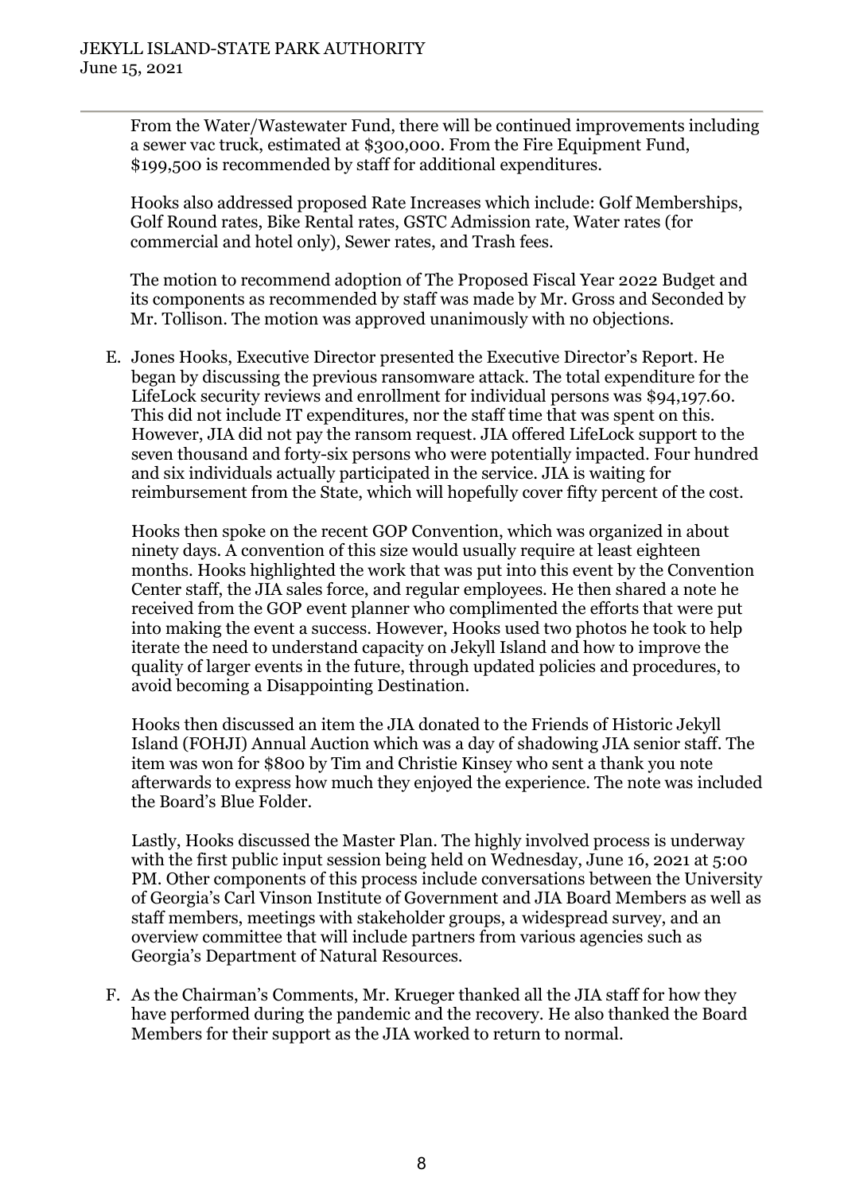From the Water/Wastewater Fund, there will be continued improvements including a sewer vac truck, estimated at $300,000. From the Fire Equipment Fund, $199,500 is recommended by staff for additional expenditures.

Hooks also addressed proposed Rate Increases which include: Golf Memberships, Golf Round rates, Bike Rental rates, GSTC Admission rate, Water rates (for commercial and hotel only), Sewer rates, and Trash fees.

The motion to recommend adoption of The Proposed Fiscal Year 2022 Budget and its components as recommended by staff was made by Mr. Gross and Seconded by Mr. Tollison. The motion was approved unanimously with no objections.

E. Jones Hooks, Executive Director presented the Executive Director's Report. He began by discussing the previous ransomware attack. The total expenditure for the LifeLock security reviews and enrollment for individual persons was $94,197.60. This did not include IT expenditures, nor the staff time that was spent on this. However, JIA did not pay the ransom request. JIA offered LifeLock support to the seven thousand and forty-six persons who were potentially impacted. Four hundred and six individuals actually participated in the service. JIA is waiting for reimbursement from the State, which will hopefully cover fifty percent of the cost.

   Hooks then spoke on the recent GOP Convention, which was organized in about ninety days. A convention of this size would usually require at least eighteen months. Hooks highlighted the work that was put into this event by the Convention Center staff, the JIA sales force, and regular employees. He then shared a note he received from the GOP event planner who complimented the efforts that were put into making the event a success. However, Hooks used two photos he took to help iterate the need to understand capacity on Jekyll Island and how to improve the quality of larger events in the future, through updated policies and procedures, to avoid becoming a Disappointing Destination.

   Hooks then discussed an item the JIA donated to the Friends of Historic Jekyll Island (FOHJI) Annual Auction which was a day of shadowing JIA senior staff. The item was won for $800 by Tim and Christie Kinsey who sent a thank you note afterwards to express how much they enjoyed the experience. The note was included the Board's Blue Folder.

   Lastly, Hooks discussed the Master Plan. The highly involved process is underway with the first public input session being held on Wednesday, June 16, 2021 at 5:00 PM. Other components of this process include conversations between the University of Georgia's Carl Vinson Institute of Government and JIA Board Members as well as staff members, meetings with stakeholder groups, a widespread survey, and an overview committee that will include partners from various agencies such as Georgia's Department of Natural Resources.

F. As the Chairman's Comments, Mr. Krueger thanked all the JIA staff for how they have performed during the pandemic and the recovery. He also thanked the Board Members for their support as the JIA worked to return to normal.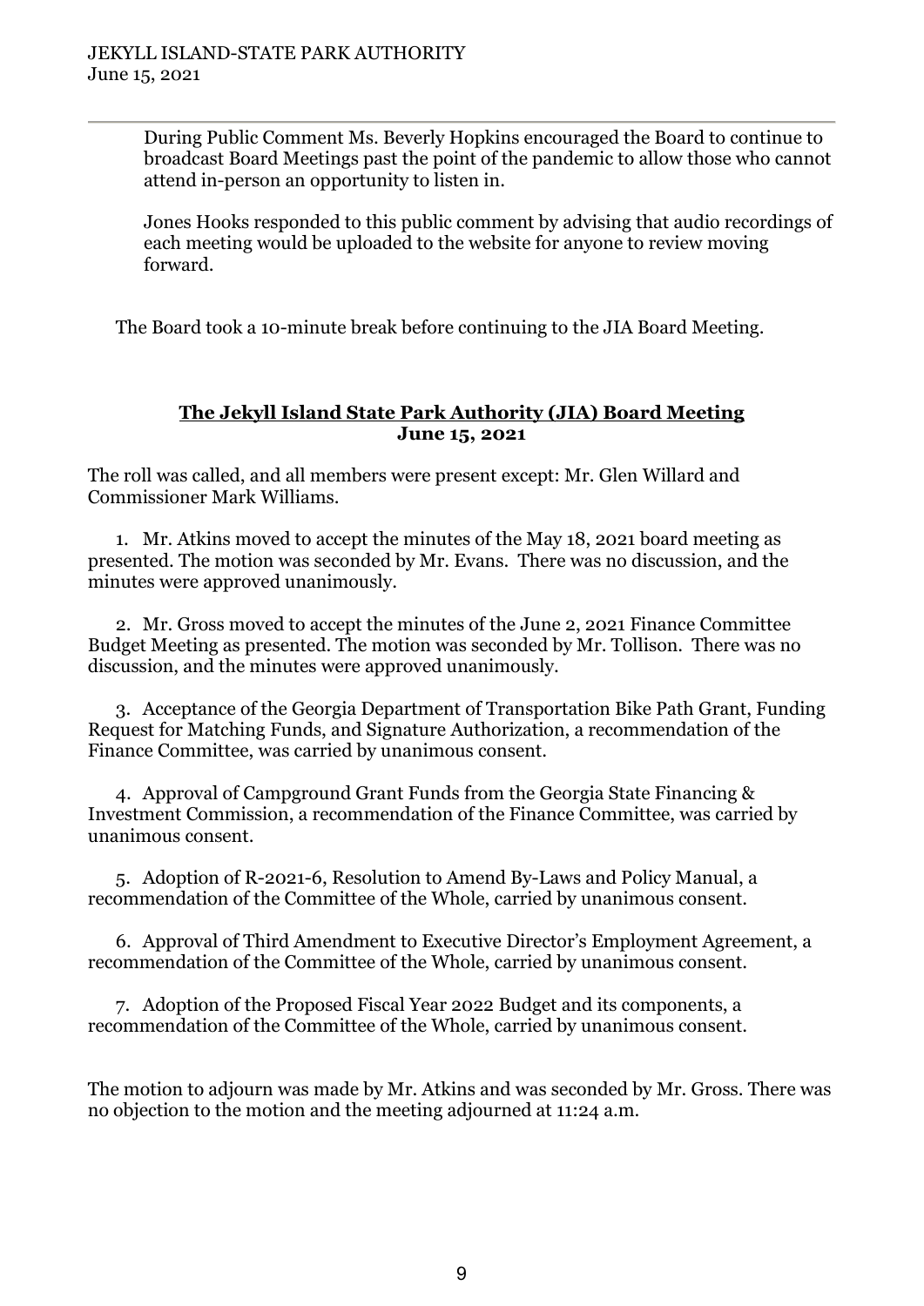During Public Comment Ms. Beverly Hopkins encouraged the Board to continue to broadcast Board Meetings past the point of the pandemic to allow those who cannot attend in-person an opportunity to listen in.

Jones Hooks responded to this public comment by advising that audio recordings of each meeting would be uploaded to the website for anyone to review moving forward.

The Board took a 10-minute break before continuing to the JIA Board Meeting.

## **The Jekyll Island State Park Authority (JIA) Board Meeting**
## **June 15, 2021**

The roll was called, and all members were present except: Mr. Glen Willard and Commissioner Mark Williams.

1. Mr. Atkins moved to accept the minutes of the May 18, 2021 board meeting as presented. The motion was seconded by Mr. Evans. There was no discussion, and the minutes were approved unanimously.

2. Mr. Gross moved to accept the minutes of the June 2, 2021 Finance Committee Budget Meeting as presented. The motion was seconded by Mr. Tollison. There was no discussion, and the minutes were approved unanimously.

3. Acceptance of the Georgia Department of Transportation Bike Path Grant, Funding Request for Matching Funds, and Signature Authorization, a recommendation of the Finance Committee, was carried by unanimous consent.

4. Approval of Campground Grant Funds from the Georgia State Financing & Investment Commission, a recommendation of the Finance Committee, was carried by unanimous consent.

5. Adoption of R-2021-6, Resolution to Amend By-Laws and Policy Manual, a recommendation of the Committee of the Whole, carried by unanimous consent.

6. Approval of Third Amendment to Executive Director's Employment Agreement, a recommendation of the Committee of the Whole, carried by unanimous consent.

7. Adoption of the Proposed Fiscal Year 2022 Budget and its components, a recommendation of the Committee of the Whole, carried by unanimous consent.

The motion to adjourn was made by Mr. Atkins and was seconded by Mr. Gross. There was no objection to the motion and the meeting adjourned at 11:24 a.m.